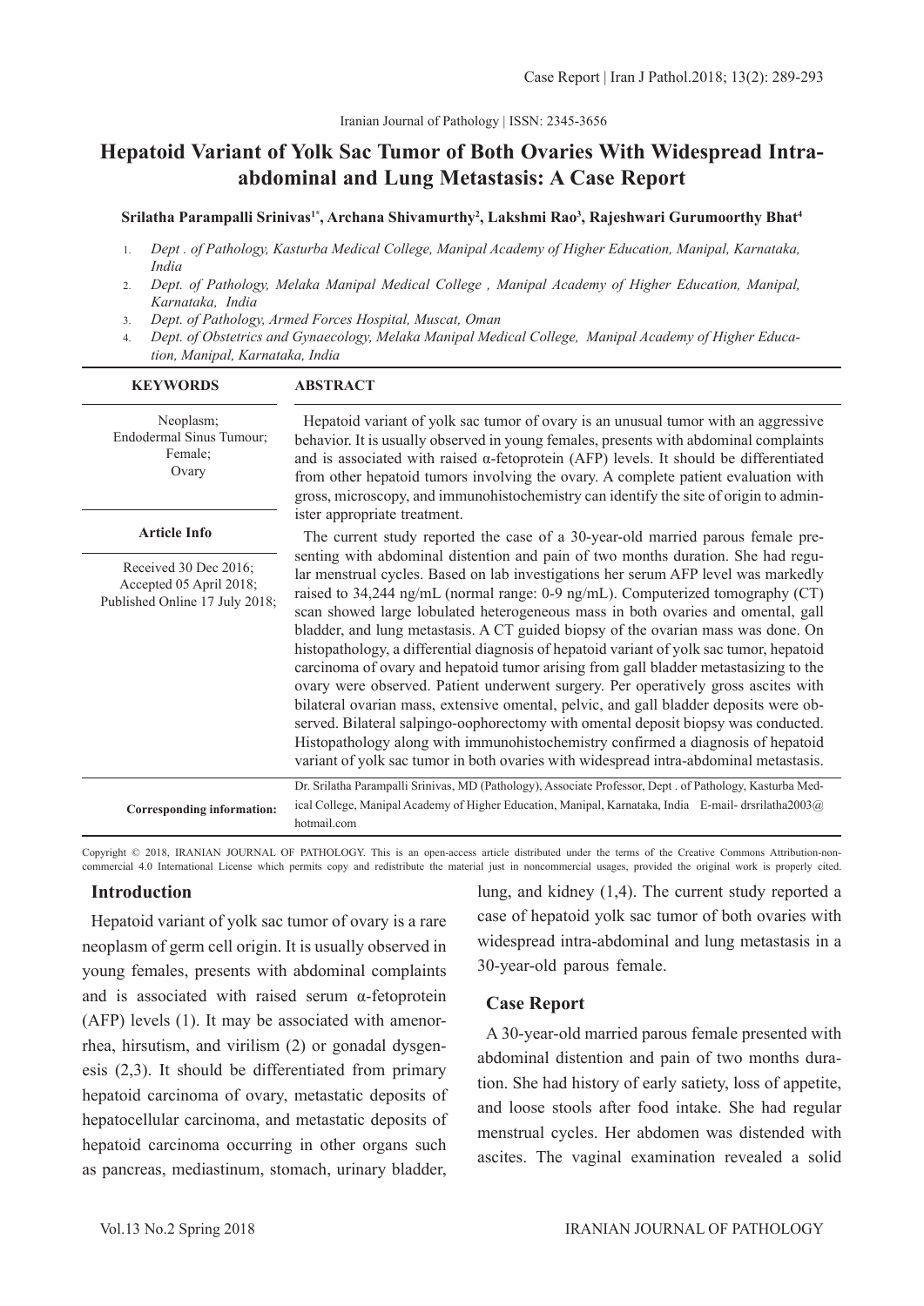# Hepatoid Variant of Yolk Sac Tumor of Both Ovaries With Widespread Intra-abdominal and Lung Metastasis: A Case Report

**Srilatha Parampalli Srinivas[1*], Archana Shivamurthy[2], Lakshmi Rao[3], Rajeshwari Gurumoorthy Bhat[4]**

1. *Dept . of Pathology, Kasturba Medical College, Manipal Academy of Higher Education, Manipal, Karnataka, India*
2. *Dept. of Pathology, Melaka Manipal Medical College , Manipal Academy of Higher Education, Manipal, Karnataka, India*
3. *Dept. of Pathology, Armed Forces Hospital, Muscat, Oman*
4. *Dept. of Obstetrics and Gynaecology, Melaka Manipal Medical College, Manipal Academy of Higher Education, Manipal, Karnataka, India*

**KEYWORDS**

Neoplasm; Endodermal Sinus Tumour; Female; Ovary

**Article Info**

Received 30 Dec 2016; Accepted 05 April 2018; Published Online 17 July 2018;

**ABSTRACT**

Hepatoid variant of yolk sac tumor of ovary is an unusual tumor with an aggressive behavior. It is usually observed in young females, presents with abdominal complaints and is associated with raised α-fetoprotein (AFP) levels. It should be differentiated from other hepatoid tumors involving the ovary. A complete patient evaluation with gross, microscopy, and immunohistochemistry can identify the site of origin to administer appropriate treatment.

The current study reported the case of a 30-year-old married parous female presenting with abdominal distention and pain of two months duration. She had regular menstrual cycles. Based on lab investigations her serum AFP level was markedly raised to 34,244 ng/mL (normal range: 0-9 ng/mL). Computerized tomography (CT) scan showed large lobulated heterogeneous mass in both ovaries and omental, gall bladder, and lung metastasis. A CT guided biopsy of the ovarian mass was done. On histopathology, a differential diagnosis of hepatoid variant of yolk sac tumor, hepatoid carcinoma of ovary and hepatoid tumor arising from gall bladder metastasizing to the ovary were observed. Patient underwent surgery. Per operatively gross ascites with bilateral ovarian mass, extensive omental, pelvic, and gall bladder deposits were observed. Bilateral salpingo-oophorectomy with omental deposit biopsy was conducted. Histopathology along with immunohistochemistry confirmed a diagnosis of hepatoid variant of yolk sac tumor in both ovaries with widespread intra-abdominal metastasis.

**Corresponding information:** Dr. Srilatha Parampalli Srinivas, MD (Pathology), Associate Professor, Dept . of Pathology, Kasturba Medical College, Manipal Academy of Higher Education, Manipal, Karnataka, India E-mail- drsrilatha2003@hotmail.com

Copyright © 2018, IRANIAN JOURNAL OF PATHOLOGY. This is an open-access article distributed under the terms of the Creative Commons Attribution-noncommercial 4.0 International License which permits copy and redistribute the material just in noncommercial usages, provided the original work is properly cited.

## Introduction

Hepatoid variant of yolk sac tumor of ovary is a rare neoplasm of germ cell origin. It is usually observed in young females, presents with abdominal complaints and is associated with raised serum α-fetoprotein (AFP) levels (1). It may be associated with amenorrhea, hirsutism, and virilism (2) or gonadal dysgenesis (2,3). It should be differentiated from primary hepatoid carcinoma of ovary, metastatic deposits of hepatocellular carcinoma, and metastatic deposits of hepatoid carcinoma occurring in other organs such as pancreas, mediastinum, stomach, urinary bladder, lung, and kidney (1,4). The current study reported a case of hepatoid yolk sac tumor of both ovaries with widespread intra-abdominal and lung metastasis in a 30-year-old parous female.

## Case Report

A 30-year-old married parous female presented with abdominal distention and pain of two months duration. She had history of early satiety, loss of appetite, and loose stools after food intake. She had regular menstrual cycles. Her abdomen was distended with ascites. The vaginal examination revealed a solid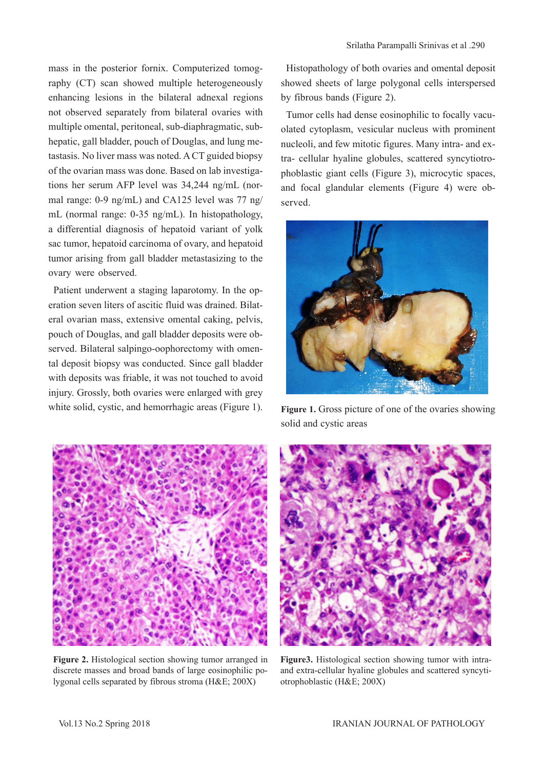mass in the posterior fornix. Computerized tomography (CT) scan showed multiple heterogeneously enhancing lesions in the bilateral adnexal regions not observed separately from bilateral ovaries with multiple omental, peritoneal, sub-diaphragmatic, subhepatic, gall bladder, pouch of Douglas, and lung metastasis. No liver mass was noted. A CT guided biopsy of the ovarian mass was done. Based on lab investigations her serum AFP level was 34,244 ng/mL (normal range: 0-9 ng/mL) and CA125 level was 77 ng/mL (normal range: 0-35 ng/mL). In histopathology, a differential diagnosis of hepatoid variant of yolk sac tumor, hepatoid carcinoma of ovary, and hepatoid tumor arising from gall bladder metastasizing to the ovary were observed.

Patient underwent a staging laparotomy. In the operation seven liters of ascitic fluid was drained. Bilateral ovarian mass, extensive omental caking, pelvis, pouch of Douglas, and gall bladder deposits were observed. Bilateral salpingo-oophorectomy with omental deposit biopsy was conducted. Since gall bladder with deposits was friable, it was not touched to avoid injury. Grossly, both ovaries were enlarged with grey white solid, cystic, and hemorrhagic areas (Figure 1).

Histopathology of both ovaries and omental deposit showed sheets of large polygonal cells interspersed by fibrous bands (Figure 2).

Tumor cells had dense eosinophilic to focally vacuolated cytoplasm, vesicular nucleus with prominent nucleoli, and few mitotic figures. Many intra- and extra- cellular hyaline globules, scattered syncytiotrophoblastic giant cells (Figure 3), microcytic spaces, and focal glandular elements (Figure 4) were observed.

**Figure 1.** Gross picture of one of the ovaries showing solid and cystic areas

**Figure 2.** Histological section showing tumor arranged in discrete masses and broad bands of large eosinophilic polygonal cells separated by fibrous stroma (H&E; 200X)

**Figure3.** Histological section showing tumor with intra- and extra-cellular hyaline globules and scattered syncytiotrophoblastic (H&E; 200X)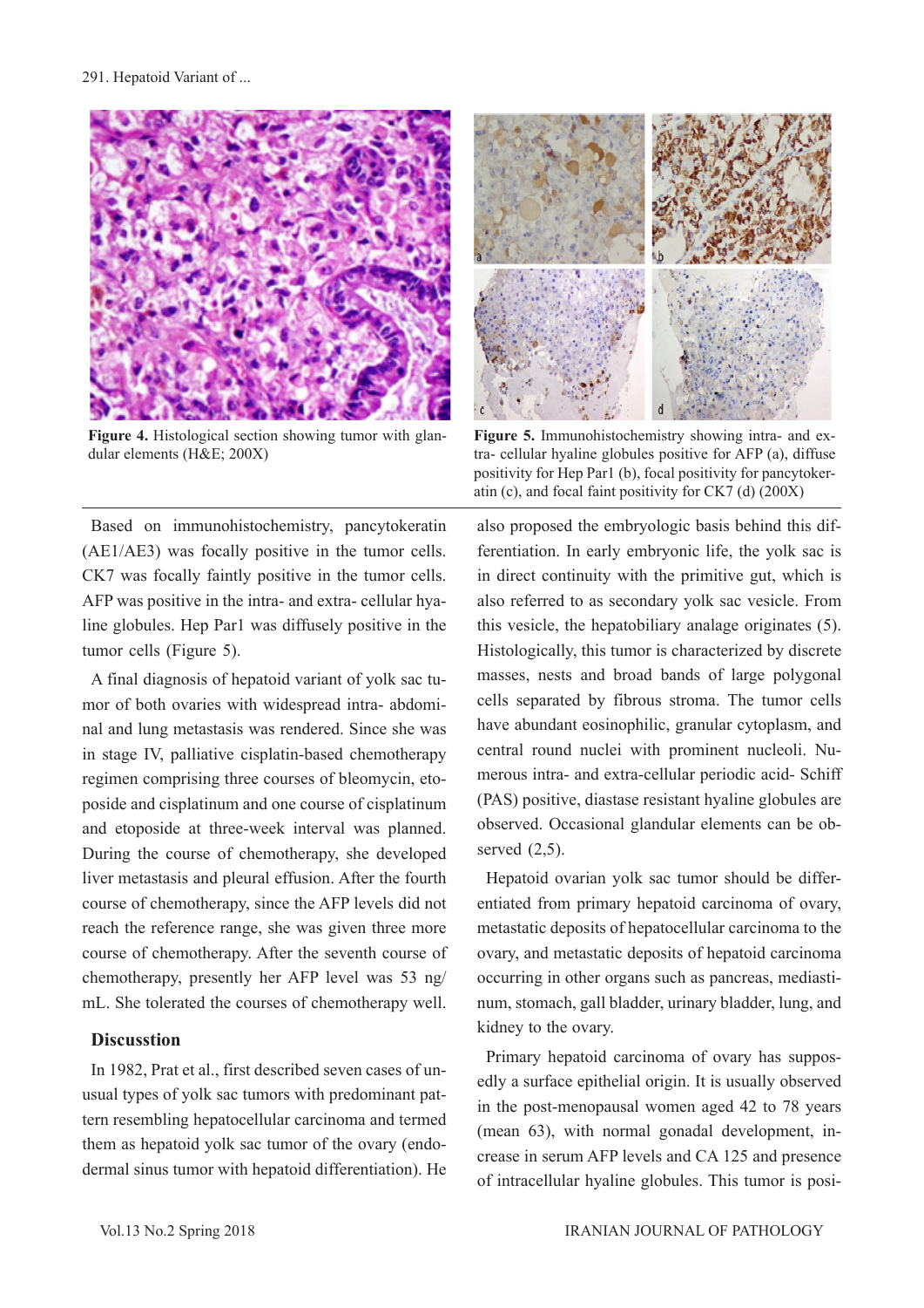**Figure 4.** Histological section showing tumor with glandular elements (H&E; 200X)

**Figure 5.** Immunohistochemistry showing intra- and extra- cellular hyaline globules positive for AFP (a), diffuse positivity for Hep Par1 (b), focal positivity for pancytokeratin (c), and focal faint positivity for CK7 (d) (200X)

Based on immunohistochemistry, pancytokeratin (AE1/AE3) was focally positive in the tumor cells. CK7 was focally faintly positive in the tumor cells. AFP was positive in the intra- and extra- cellular hyaline globules. Hep Par1 was diffusely positive in the tumor cells (Figure 5).

A final diagnosis of hepatoid variant of yolk sac tumor of both ovaries with widespread intra- abdominal and lung metastasis was rendered. Since she was in stage IV, palliative cisplatin-based chemotherapy regimen comprising three courses of bleomycin, etoposide and cisplatinum and one course of cisplatinum and etoposide at three-week interval was planned. During the course of chemotherapy, she developed liver metastasis and pleural effusion. After the fourth course of chemotherapy, since the AFP levels did not reach the reference range, she was given three more course of chemotherapy. After the seventh course of chemotherapy, presently her AFP level was 53 ng/mL. She tolerated the courses of chemotherapy well.

## Discusstion

In 1982, Prat et al., first described seven cases of unusual types of yolk sac tumors with predominant pattern resembling hepatocellular carcinoma and termed them as hepatoid yolk sac tumor of the ovary (endodermal sinus tumor with hepatoid differentiation). He also proposed the embryologic basis behind this differentiation. In early embryonic life, the yolk sac is in direct continuity with the primitive gut, which is also referred to as secondary yolk sac vesicle. From this vesicle, the hepatobiliary analage originates (5). Histologically, this tumor is characterized by discrete masses, nests and broad bands of large polygonal cells separated by fibrous stroma. The tumor cells have abundant eosinophilic, granular cytoplasm, and central round nuclei with prominent nucleoli. Numerous intra- and extra-cellular periodic acid- Schiff (PAS) positive, diastase resistant hyaline globules are observed. Occasional glandular elements can be observed (2,5).

Hepatoid ovarian yolk sac tumor should be differentiated from primary hepatoid carcinoma of ovary, metastatic deposits of hepatocellular carcinoma to the ovary, and metastatic deposits of hepatoid carcinoma occurring in other organs such as pancreas, mediastinum, stomach, gall bladder, urinary bladder, lung, and kidney to the ovary.

Primary hepatoid carcinoma of ovary has supposedly a surface epithelial origin. It is usually observed in the post-menopausal women aged 42 to 78 years (mean 63), with normal gonadal development, increase in serum AFP levels and CA 125 and presence of intracellular hyaline globules. This tumor is posi-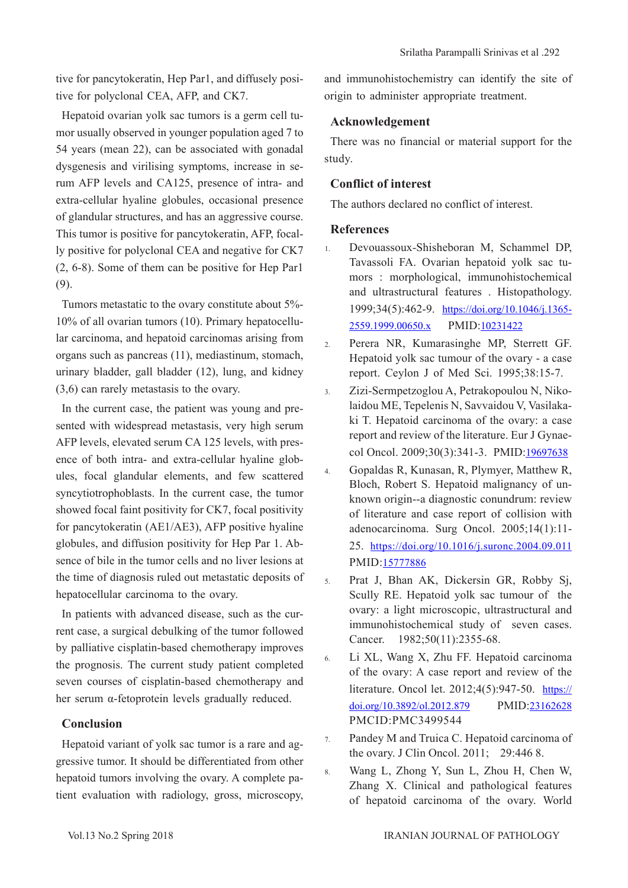tive for pancytokeratin, Hep Par1, and diffusely positive for polyclonal CEA, AFP, and CK7.

Hepatoid ovarian yolk sac tumors is a germ cell tumor usually observed in younger population aged 7 to 54 years (mean 22), can be associated with gonadal dysgenesis and virilising symptoms, increase in serum AFP levels and CA125, presence of intra- and extra-cellular hyaline globules, occasional presence of glandular structures, and has an aggressive course. This tumor is positive for pancytokeratin, AFP, focally positive for polyclonal CEA and negative for CK7 (2, 6-8). Some of them can be positive for Hep Par1 (9).

Tumors metastatic to the ovary constitute about 5%-10% of all ovarian tumors (10). Primary hepatocellular carcinoma, and hepatoid carcinomas arising from organs such as pancreas (11), mediastinum, stomach, urinary bladder, gall bladder (12), lung, and kidney (3,6) can rarely metastasis to the ovary.

In the current case, the patient was young and presented with widespread metastasis, very high serum AFP levels, elevated serum CA 125 levels, with presence of both intra- and extra-cellular hyaline globules, focal glandular elements, and few scattered syncytiotrophoblasts. In the current case, the tumor showed focal faint positivity for CK7, focal positivity for pancytokeratin (AE1/AE3), AFP positive hyaline globules, and diffusion positivity for Hep Par 1. Absence of bile in the tumor cells and no liver lesions at the time of diagnosis ruled out metastatic deposits of hepatocellular carcinoma to the ovary.

In patients with advanced disease, such as the current case, a surgical debulking of the tumor followed by palliative cisplatin-based chemotherapy improves the prognosis. The current study patient completed seven courses of cisplatin-based chemotherapy and her serum α-fetoprotein levels gradually reduced.

## Conclusion

Hepatoid variant of yolk sac tumor is a rare and aggressive tumor. It should be differentiated from other hepatoid tumors involving the ovary. A complete patient evaluation with radiology, gross, microscopy, and immunohistochemistry can identify the site of origin to administer appropriate treatment.

## Acknowledgement

There was no financial or material support for the study.

## Conflict of interest

The authors declared no conflict of interest.

## References

1. Devouassoux-Shisheboran M, Schammel DP, Tavassoli FA. Ovarian hepatoid yolk sac tumors : morphological, immunohistochemical and ultrastructural features . Histopathology. 1999;34(5):462-9. https://doi.org/10.1046/j.1365-2559.1999.00650.x PMID:10231422
2. Perera NR, Kumarasinghe MP, Sterrett GF. Hepatoid yolk sac tumour of the ovary - a case report. Ceylon J of Med Sci. 1995;38:15-7.
3. Zizi-Sermpetzoglou A, Petrakopoulou N, Nikolaidou ME, Tepelenis N, Savvaidou V, Vasilakaki T. Hepatoid carcinoma of the ovary: a case report and review of the literature. Eur J Gynaecol Oncol. 2009;30(3):341-3. PMID:19697638
4. Gopaldas R, Kunasan, R, Plymyer, Matthew R, Bloch, Robert S. Hepatoid malignancy of unknown origin--a diagnostic conundrum: review of literature and case report of collision with adenocarcinoma. Surg Oncol. 2005;14(1):11-25. https://doi.org/10.1016/j.suronc.2004.09.011 PMID:15777886
5. Prat J, Bhan AK, Dickersin GR, Robby Sj, Scully RE. Hepatoid yolk sac tumour of the ovary: a light microscopic, ultrastructural and immunohistochemical study of seven cases. Cancer. 1982;50(11):2355-68.
6. Li XL, Wang X, Zhu FF. Hepatoid carcinoma of the ovary: A case report and review of the literature. Oncol let. 2012;4(5):947-50. https://doi.org/10.3892/ol.2012.879 PMID:23162628 PMCID:PMC3499544
7. Pandey M and Truica C. Hepatoid carcinoma of the ovary. J Clin Oncol. 2011; 29:446 8.
8. Wang L, Zhong Y, Sun L, Zhou H, Chen W, Zhang X. Clinical and pathological features of hepatoid carcinoma of the ovary. World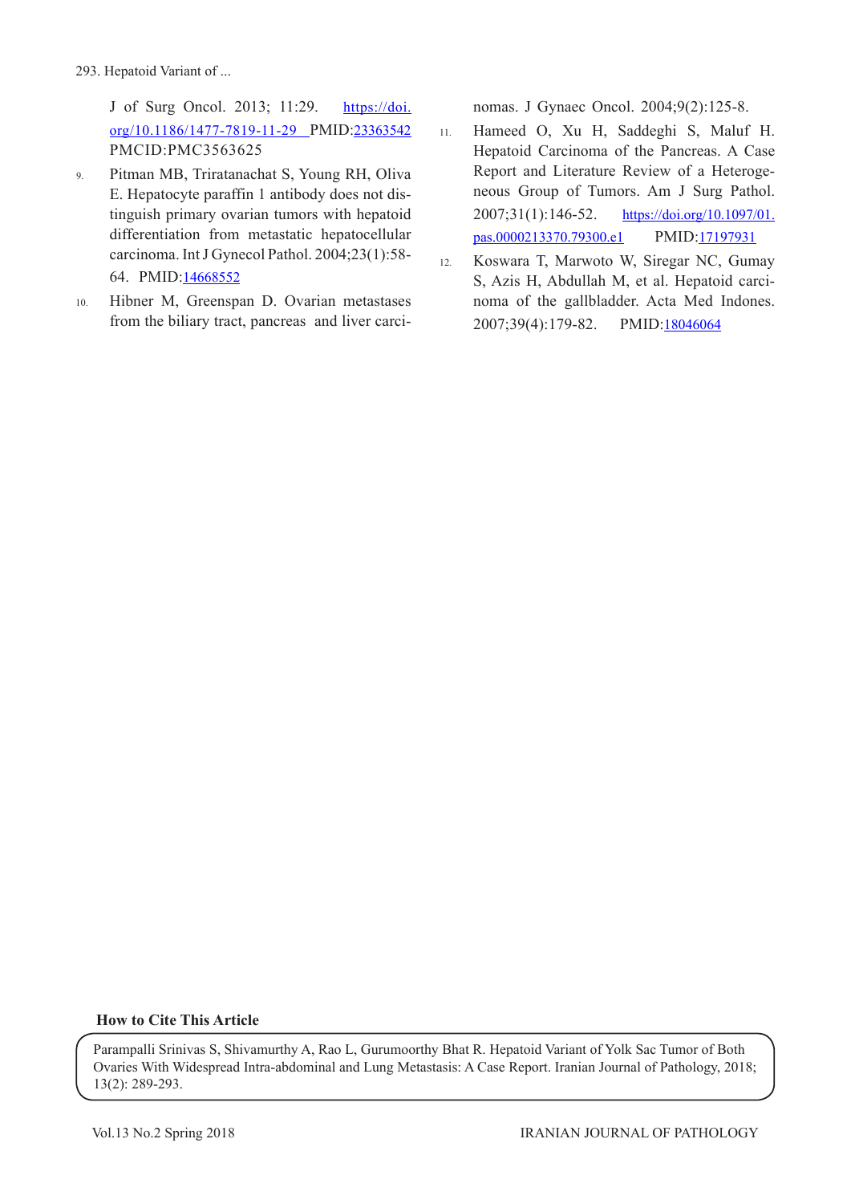J of Surg Oncol. 2013; 11:29. https://doi.org/10.1186/1477-7819-11-29 PMID:23363542 PMCID:PMC3563625

9. Pitman MB, Triratanachat S, Young RH, Oliva E. Hepatocyte paraffin 1 antibody does not distinguish primary ovarian tumors with hepatoid differentiation from metastatic hepatocellular carcinoma. Int J Gynecol Pathol. 2004;23(1):58-64. PMID:14668552

10. Hibner M, Greenspan D. Ovarian metastases from the biliary tract, pancreas and liver carcinomas. J Gynaec Oncol. 2004;9(2):125-8.

11. Hameed O, Xu H, Saddeghi S, Maluf H. Hepatoid Carcinoma of the Pancreas. A Case Report and Literature Review of a Heterogeneous Group of Tumors. Am J Surg Pathol. 2007;31(1):146-52. https://doi.org/10.1097/01.pas.0000213370.79300.e1 PMID:17197931

12. Koswara T, Marwoto W, Siregar NC, Gumay S, Azis H, Abdullah M, et al. Hepatoid carcinoma of the gallbladder. Acta Med Indones. 2007;39(4):179-82. PMID:18046064

**How to Cite This Article**

Parampalli Srinivas S, Shivamurthy A, Rao L, Gurumoorthy Bhat R. Hepatoid Variant of Yolk Sac Tumor of Both Ovaries With Widespread Intra-abdominal and Lung Metastasis: A Case Report. Iranian Journal of Pathology, 2018; 13(2): 289-293.